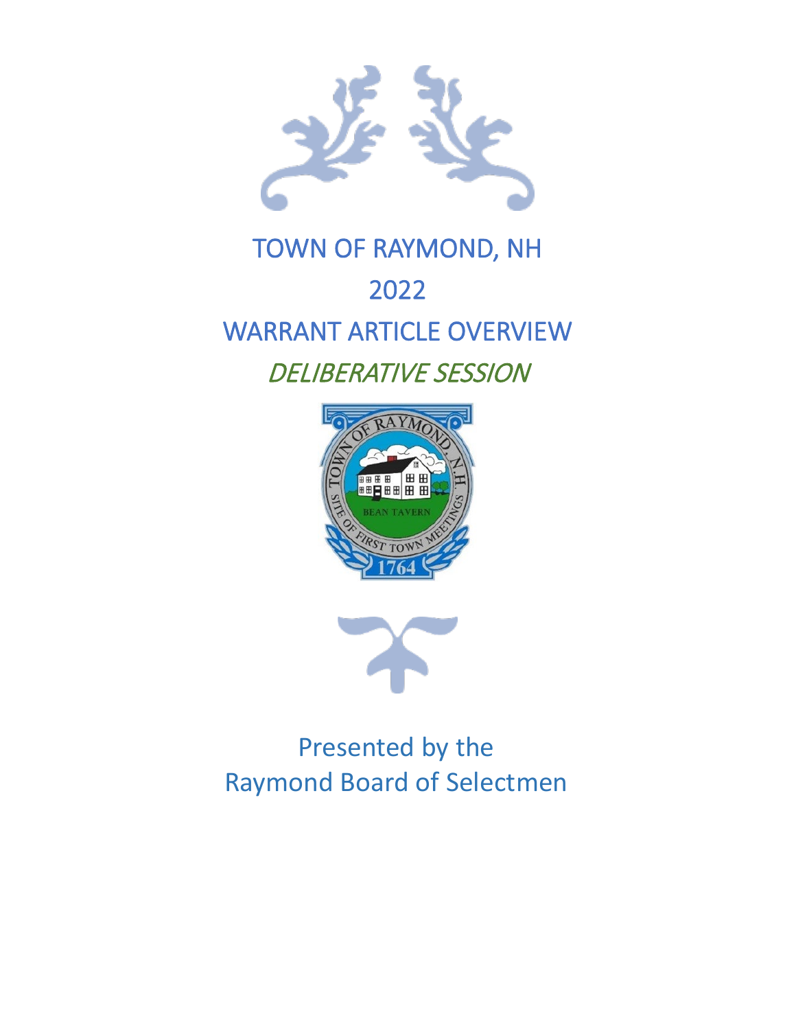# TOWN OF RAYMOND, NH

# 2022

# WARRANT ARTICLE OVERVIEW

## *DELIBERATIVE SESSION*

Presented by the
Raymond Board of Selectmen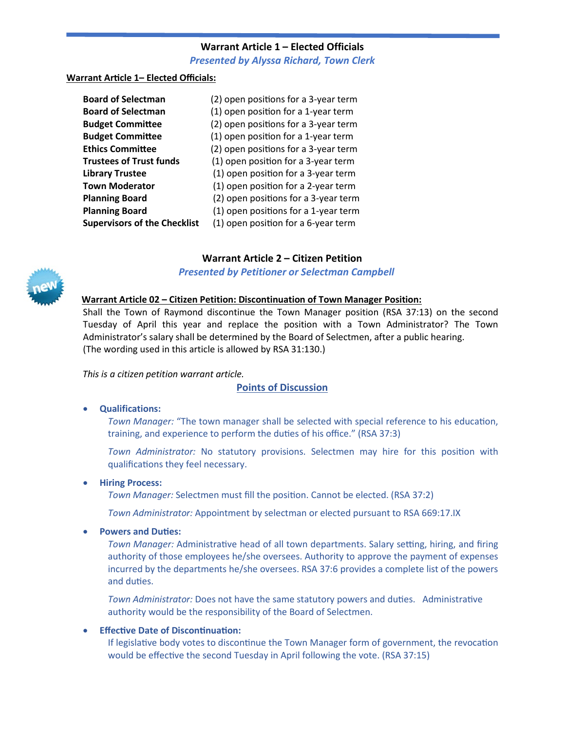## Warrant Article 1 – Elected Officials

*Presented by Alyssa Richard, Town Clerk*

**Warrant Article 1– Elected Officials:**

| | |
|---|---|
| **Board of Selectman** | (2) open positions for a 3-year term |
| **Board of Selectman** | (1) open position for a 1-year term |
| **Budget Committee** | (2) open positions for a 3-year term |
| **Budget Committee** | (1) open position for a 1-year term |
| **Ethics Committee** | (2) open positions for a 3-year term |
| **Trustees of Trust funds** | (1) open position for a 3-year term |
| **Library Trustee** | (1) open position for a 3-year term |
| **Town Moderator** | (1) open position for a 2-year term |
| **Planning Board** | (2) open positions for a 3-year term |
| **Planning Board** | (1) open positions for a 1-year term |
| **Supervisors of the Checklist** | (1) open position for a 6-year term |

## Warrant Article 2 – Citizen Petition

*Presented by Petitioner or Selectman Campbell*

**Warrant Article 02 – Citizen Petition: Discontinuation of Town Manager Position:**

Shall the Town of Raymond discontinue the Town Manager position (RSA 37:13) on the second Tuesday of April this year and replace the position with a Town Administrator? The Town Administrator's salary shall be determined by the Board of Selectmen, after a public hearing. (The wording used in this article is allowed by RSA 31:130.)

*This is a citizen petition warrant article.*

**Points of Discussion**

- **Qualifications:**

  *Town Manager:* "The town manager shall be selected with special reference to his education, training, and experience to perform the duties of his office." (RSA 37:3)

  *Town Administrator:* No statutory provisions. Selectmen may hire for this position with qualifications they feel necessary.

- **Hiring Process:**

  *Town Manager:* Selectmen must fill the position. Cannot be elected. (RSA 37:2)

  *Town Administrator:* Appointment by selectman or elected pursuant to RSA 669:17.IX

- **Powers and Duties:**

  *Town Manager:* Administrative head of all town departments. Salary setting, hiring, and firing authority of those employees he/she oversees. Authority to approve the payment of expenses incurred by the departments he/she oversees. RSA 37:6 provides a complete list of the powers and duties.

  *Town Administrator:* Does not have the same statutory powers and duties. Administrative authority would be the responsibility of the Board of Selectmen.

- **Effective Date of Discontinuation:**

  If legislative body votes to discontinue the Town Manager form of government, the revocation would be effective the second Tuesday in April following the vote. (RSA 37:15)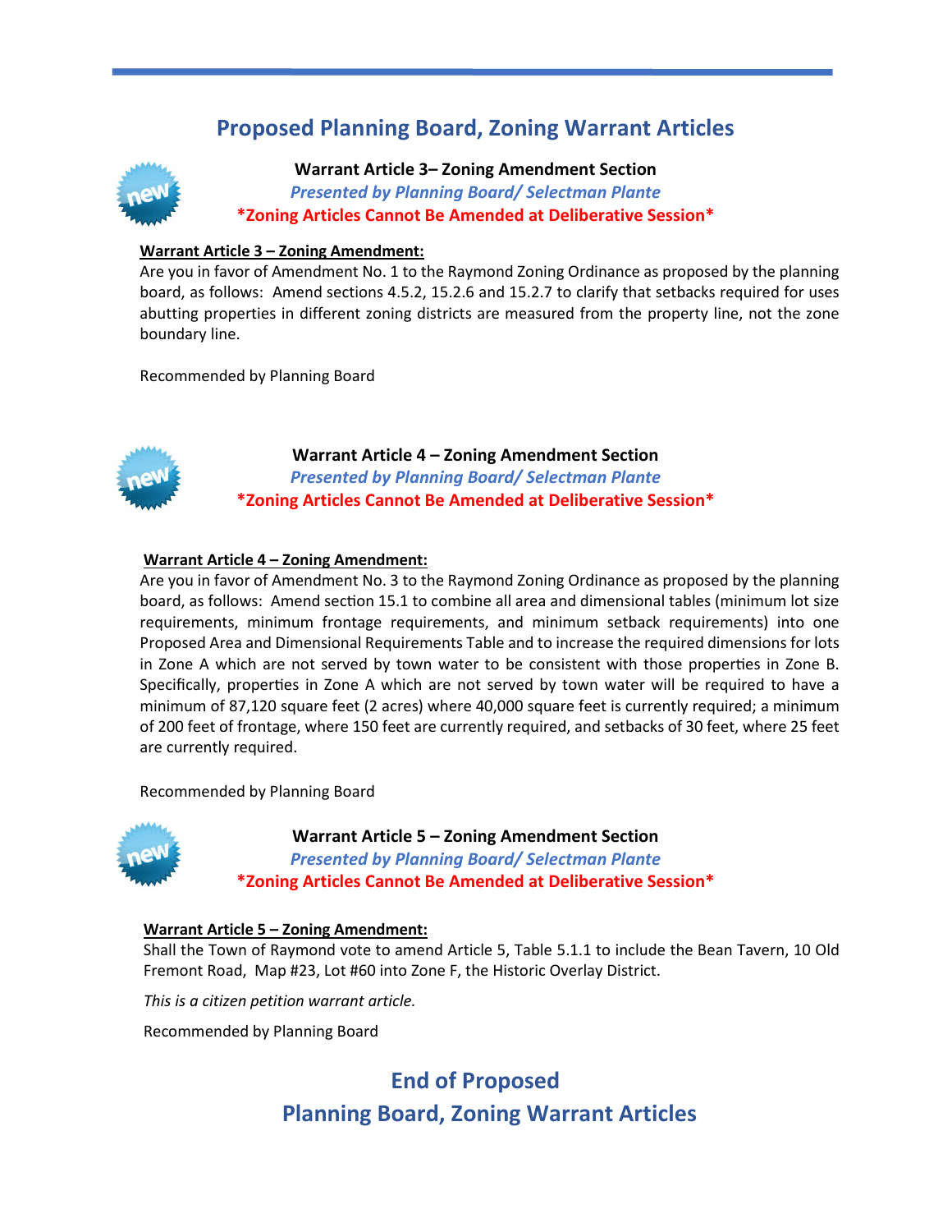# Proposed Planning Board, Zoning Warrant Articles

### Warrant Article 3– Zoning Amendment Section

*Presented by Planning Board/ Selectman Plante*

**\*Zoning Articles Cannot Be Amended at Deliberative Session\***

**Warrant Article 3 – Zoning Amendment:**

Are you in favor of Amendment No. 1 to the Raymond Zoning Ordinance as proposed by the planning board, as follows: Amend sections 4.5.2, 15.2.6 and 15.2.7 to clarify that setbacks required for uses abutting properties in different zoning districts are measured from the property line, not the zone boundary line.

Recommended by Planning Board

### Warrant Article 4 – Zoning Amendment Section

*Presented by Planning Board/ Selectman Plante*

**\*Zoning Articles Cannot Be Amended at Deliberative Session\***

**Warrant Article 4 – Zoning Amendment:**

Are you in favor of Amendment No. 3 to the Raymond Zoning Ordinance as proposed by the planning board, as follows: Amend section 15.1 to combine all area and dimensional tables (minimum lot size requirements, minimum frontage requirements, and minimum setback requirements) into one Proposed Area and Dimensional Requirements Table and to increase the required dimensions for lots in Zone A which are not served by town water to be consistent with those properties in Zone B. Specifically, properties in Zone A which are not served by town water will be required to have a minimum of 87,120 square feet (2 acres) where 40,000 square feet is currently required; a minimum of 200 feet of frontage, where 150 feet are currently required, and setbacks of 30 feet, where 25 feet are currently required.

Recommended by Planning Board

### Warrant Article 5 – Zoning Amendment Section

*Presented by Planning Board/ Selectman Plante*

**\*Zoning Articles Cannot Be Amended at Deliberative Session\***

**Warrant Article 5 – Zoning Amendment:**

Shall the Town of Raymond vote to amend Article 5, Table 5.1.1 to include the Bean Tavern, 10 Old Fremont Road, Map #23, Lot #60 into Zone F, the Historic Overlay District.

*This is a citizen petition warrant article.*

Recommended by Planning Board

## End of Proposed Planning Board, Zoning Warrant Articles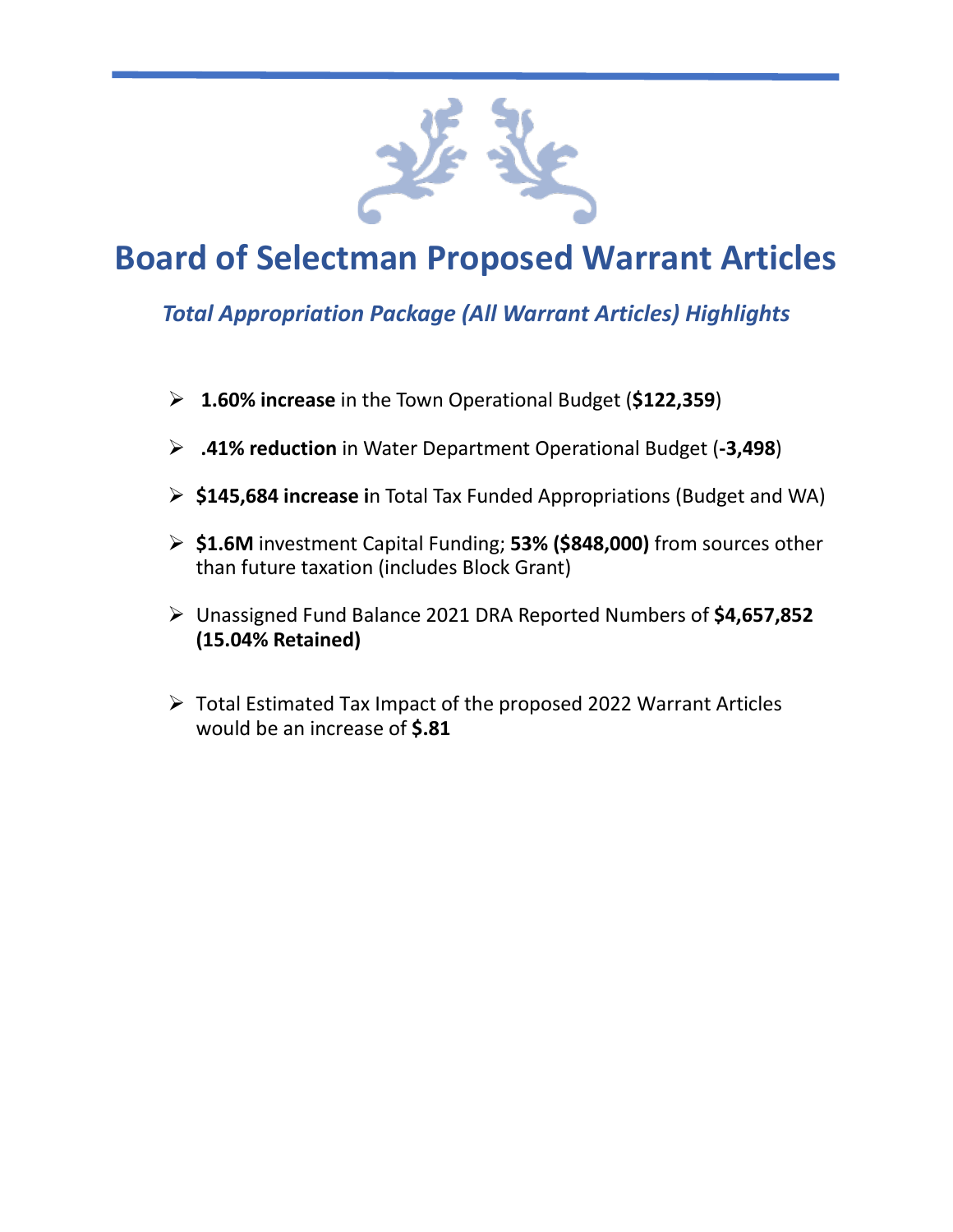# Board of Selectman Proposed Warrant Articles

*Total Appropriation Package (All Warrant Articles) Highlights*

- **1.60% increase** in the Town Operational Budget (**$122,359**)
- **.41% reduction** in Water Department Operational Budget (**-3,498**)
- **$145,684 increase i**n Total Tax Funded Appropriations (Budget and WA)
- **$1.6M** investment Capital Funding; **53% ($848,000)** from sources other than future taxation (includes Block Grant)
- Unassigned Fund Balance 2021 DRA Reported Numbers of **$4,657,852 (15.04% Retained)**
- Total Estimated Tax Impact of the proposed 2022 Warrant Articles would be an increase of **$.81**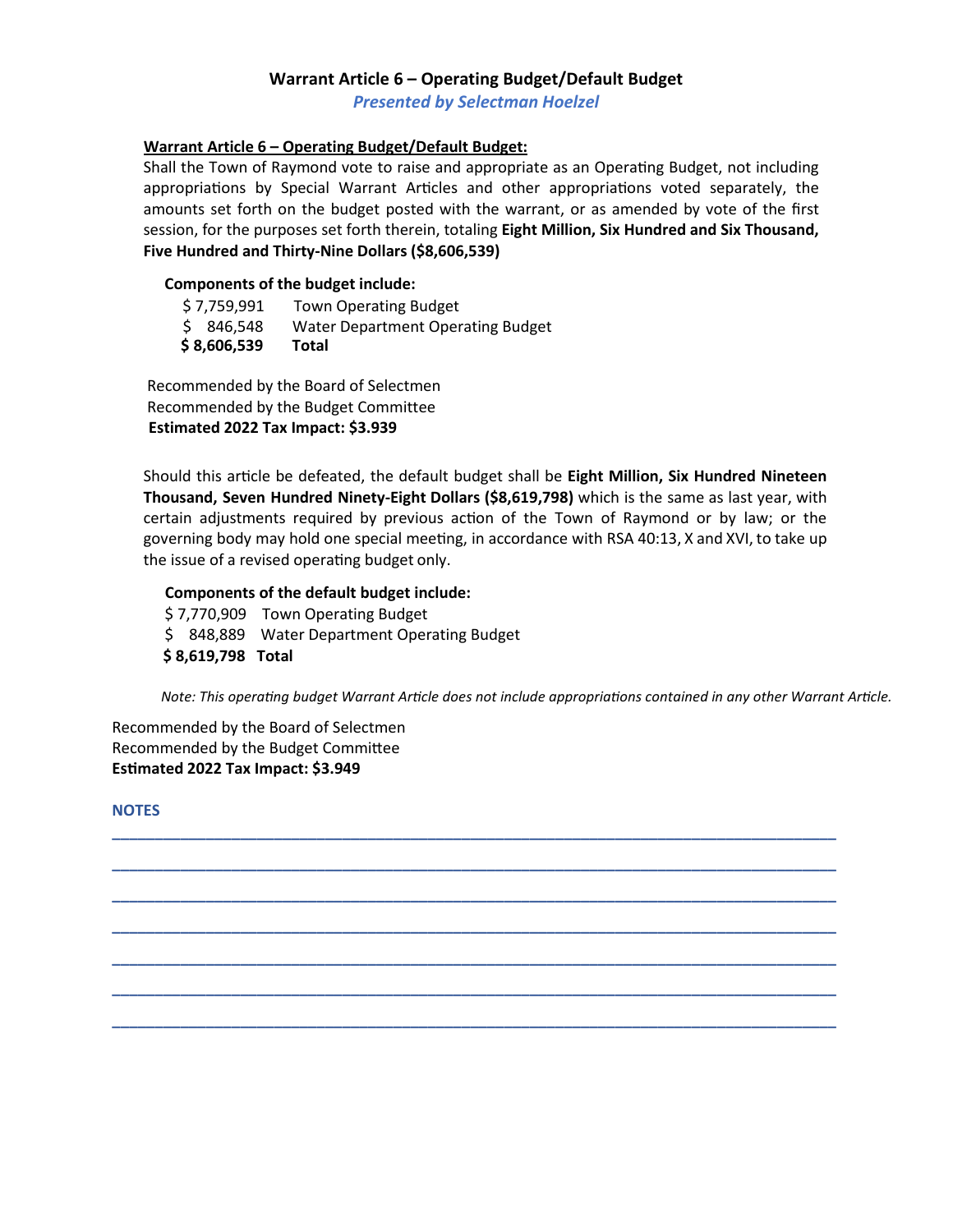## Warrant Article 6 – Operating Budget/Default Budget

*Presented by Selectman Hoelzel*

**Warrant Article 6 – Operating Budget/Default Budget:**

Shall the Town of Raymond vote to raise and appropriate as an Operating Budget, not including appropriations by Special Warrant Articles and other appropriations voted separately, the amounts set forth on the budget posted with the warrant, or as amended by vote of the first session, for the purposes set forth therein, totaling **Eight Million, Six Hundred and Six Thousand, Five Hundred and Thirty-Nine Dollars ($8,606,539)**

**Components of the budget include:**

| | |
|---|---|
| $ 7,759,991 | Town Operating Budget |
| $ 846,548 | Water Department Operating Budget |
| **$ 8,606,539** | **Total** |

Recommended by the Board of Selectmen
Recommended by the Budget Committee
**Estimated 2022 Tax Impact: $3.939**

Should this article be defeated, the default budget shall be **Eight Million, Six Hundred Nineteen Thousand, Seven Hundred Ninety-Eight Dollars ($8,619,798)** which is the same as last year, with certain adjustments required by previous action of the Town of Raymond or by law; or the governing body may hold one special meeting, in accordance with RSA 40:13, X and XVI, to take up the issue of a revised operating budget only.

**Components of the default budget include:**

| | |
|---|---|
| $ 7,770,909 | Town Operating Budget |
| $ 848,889 | Water Department Operating Budget |
| **$ 8,619,798** | **Total** |

*Note: This operating budget Warrant Article does not include appropriations contained in any other Warrant Article.*

Recommended by the Board of Selectmen
Recommended by the Budget Committee
**Estimated 2022 Tax Impact: $3.949**

**NOTES**

______________________________________________________________________________

______________________________________________________________________________

______________________________________________________________________________

______________________________________________________________________________

______________________________________________________________________________

______________________________________________________________________________

______________________________________________________________________________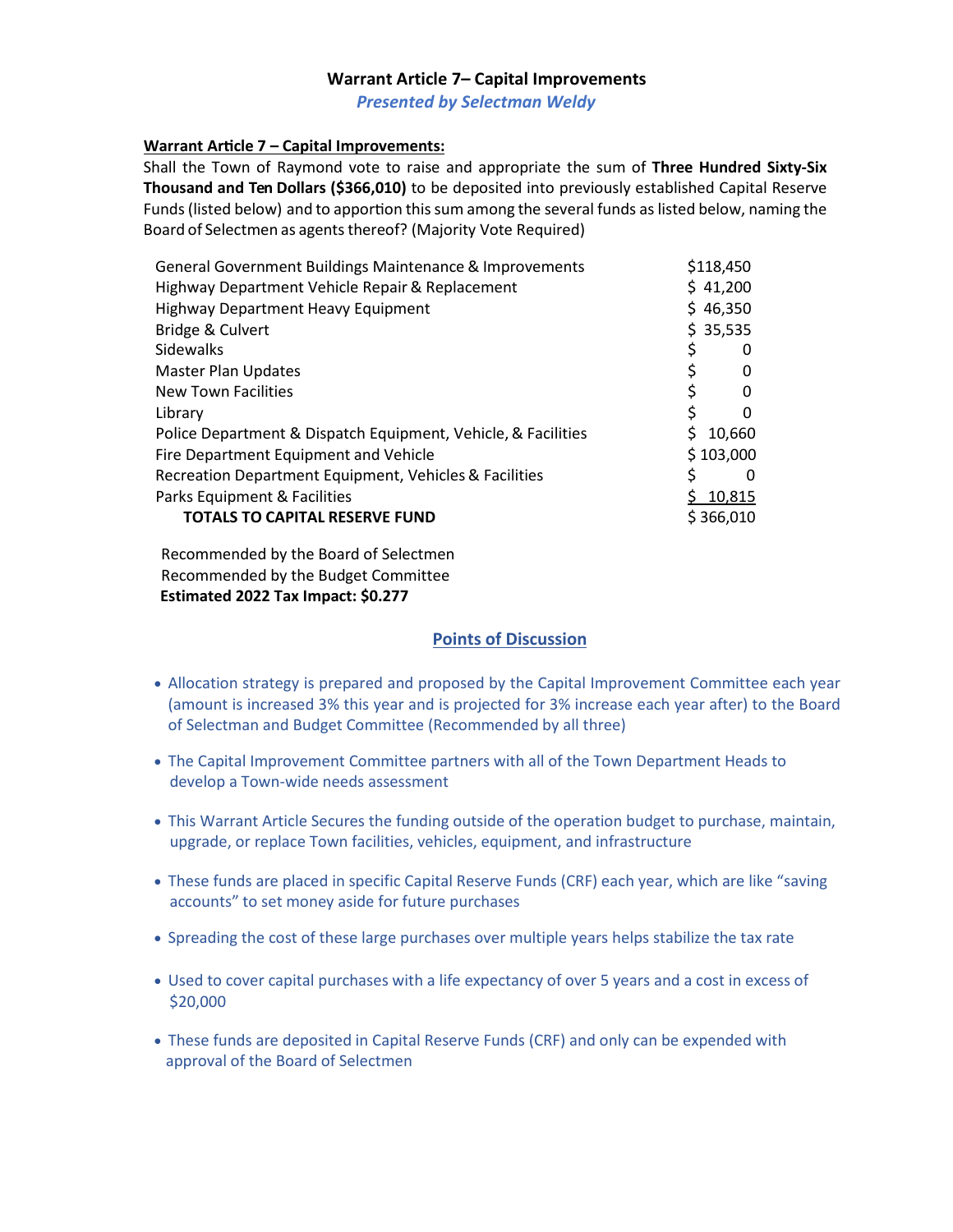# Warrant Article 7– Capital Improvements

***Presented by Selectman Weldy***

**Warrant Article 7 – Capital Improvements:**

Shall the Town of Raymond vote to raise and appropriate the sum of **Three Hundred Sixty-Six Thousand and Ten Dollars ($366,010)** to be deposited into previously established Capital Reserve Funds (listed below) and to apportion this sum among the several funds as listed below, naming the Board of Selectmen as agents thereof? (Majority Vote Required)

| | |
|---|---|
| General Government Buildings Maintenance & Improvements | $118,450 |
| Highway Department Vehicle Repair & Replacement | $ 41,200 |
| Highway Department Heavy Equipment | $ 46,350 |
| Bridge & Culvert | $ 35,535 |
| Sidewalks | $ 0 |
| Master Plan Updates | $ 0 |
| New Town Facilities | $ 0 |
| Library | $ 0 |
| Police Department & Dispatch Equipment, Vehicle, & Facilities | $ 10,660 |
| Fire Department Equipment and Vehicle | $ 103,000 |
| Recreation Department Equipment, Vehicles & Facilities | $ 0 |
| Parks Equipment & Facilities | $ 10,815 |
| **TOTALS TO CAPITAL RESERVE FUND** | $ 366,010 |

Recommended by the Board of Selectmen
Recommended by the Budget Committee
**Estimated 2022 Tax Impact: $0.277**

## Points of Discussion

- Allocation strategy is prepared and proposed by the Capital Improvement Committee each year (amount is increased 3% this year and is projected for 3% increase each year after) to the Board of Selectman and Budget Committee (Recommended by all three)
- The Capital Improvement Committee partners with all of the Town Department Heads to develop a Town-wide needs assessment
- This Warrant Article Secures the funding outside of the operation budget to purchase, maintain, upgrade, or replace Town facilities, vehicles, equipment, and infrastructure
- These funds are placed in specific Capital Reserve Funds (CRF) each year, which are like "saving accounts" to set money aside for future purchases
- Spreading the cost of these large purchases over multiple years helps stabilize the tax rate
- Used to cover capital purchases with a life expectancy of over 5 years and a cost in excess of $20,000
- These funds are deposited in Capital Reserve Funds (CRF) and only can be expended with approval of the Board of Selectmen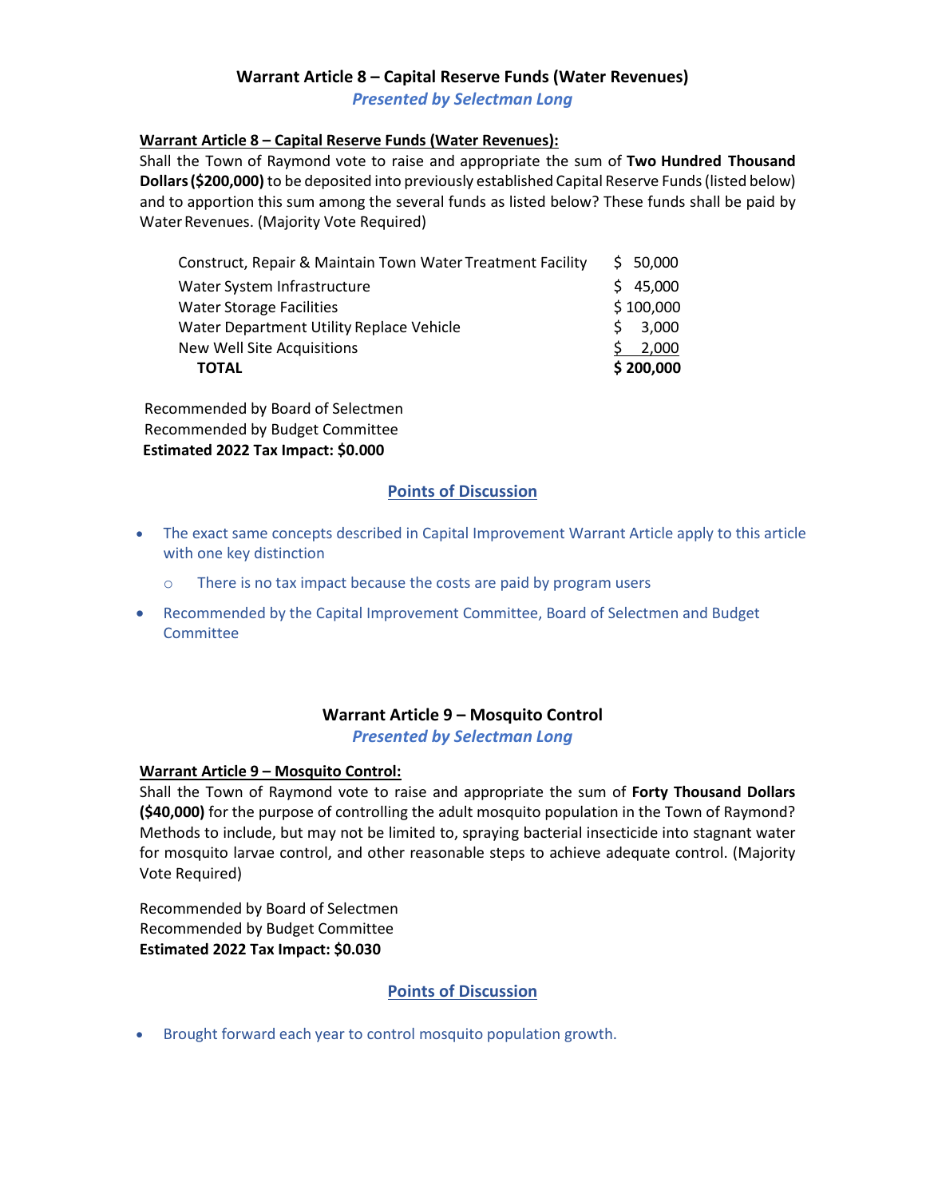## Warrant Article 8 – Capital Reserve Funds (Water Revenues)

***Presented by Selectman Long***

**Warrant Article 8 – Capital Reserve Funds (Water Revenues):**

Shall the Town of Raymond vote to raise and appropriate the sum of **Two Hundred Thousand Dollars (\$200,000)** to be deposited into previously established Capital Reserve Funds (listed below) and to apportion this sum among the several funds as listed below? These funds shall be paid by Water Revenues. (Majority Vote Required)

| Fund | Amount |
|---|---|
| Construct, Repair & Maintain Town Water Treatment Facility | \$ 50,000 |
| Water System Infrastructure | \$ 45,000 |
| Water Storage Facilities | \$ 100,000 |
| Water Department Utility Replace Vehicle | \$ 3,000 |
| New Well Site Acquisitions | \$ 2,000 |
| **TOTAL** | **\$ 200,000** |

Recommended by Board of Selectmen
Recommended by Budget Committee
**Estimated 2022 Tax Impact: \$0.000**

### Points of Discussion

- The exact same concepts described in Capital Improvement Warrant Article apply to this article with one key distinction
  - There is no tax impact because the costs are paid by program users
- Recommended by the Capital Improvement Committee, Board of Selectmen and Budget Committee

## Warrant Article 9 – Mosquito Control

***Presented by Selectman Long***

**Warrant Article 9 – Mosquito Control:**

Shall the Town of Raymond vote to raise and appropriate the sum of **Forty Thousand Dollars (\$40,000)** for the purpose of controlling the adult mosquito population in the Town of Raymond? Methods to include, but may not be limited to, spraying bacterial insecticide into stagnant water for mosquito larvae control, and other reasonable steps to achieve adequate control. (Majority Vote Required)

Recommended by Board of Selectmen
Recommended by Budget Committee
**Estimated 2022 Tax Impact: \$0.030**

### Points of Discussion

- Brought forward each year to control mosquito population growth.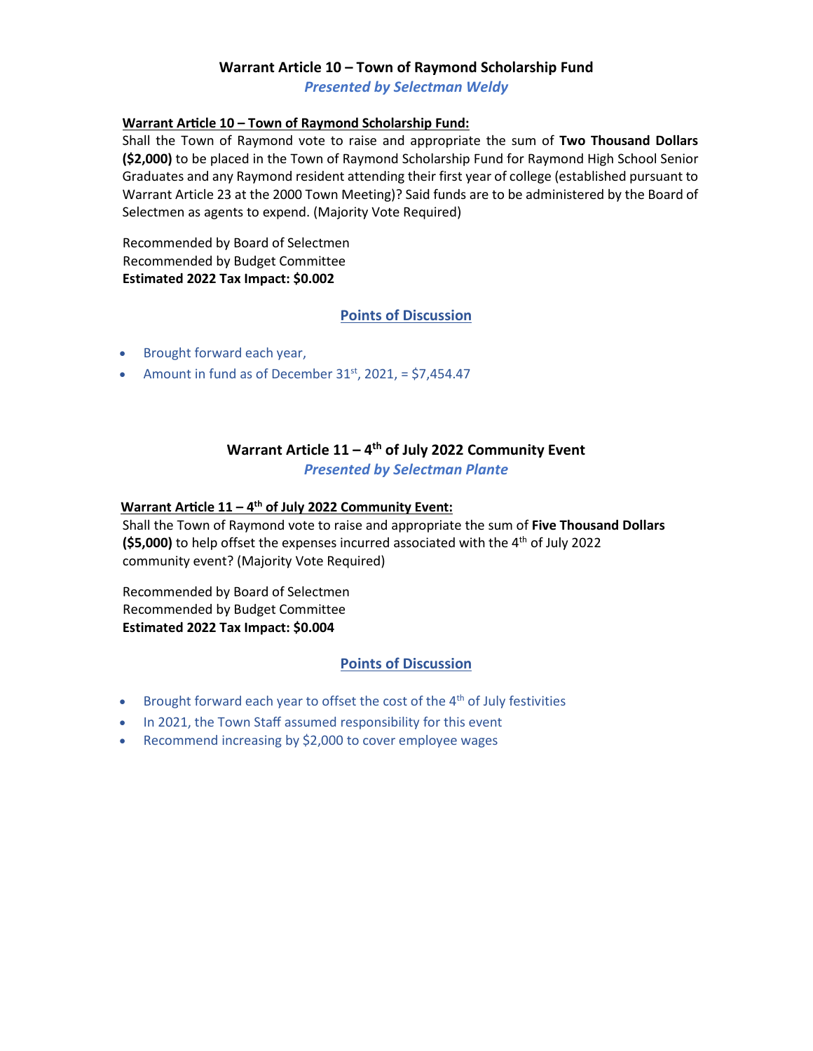## Warrant Article 10 – Town of Raymond Scholarship Fund

***Presented by Selectman Weldy***

**Warrant Article 10 – Town of Raymond Scholarship Fund:**

Shall the Town of Raymond vote to raise and appropriate the sum of **Two Thousand Dollars ($2,000)** to be placed in the Town of Raymond Scholarship Fund for Raymond High School Senior Graduates and any Raymond resident attending their first year of college (established pursuant to Warrant Article 23 at the 2000 Town Meeting)? Said funds are to be administered by the Board of Selectmen as agents to expend. (Majority Vote Required)

Recommended by Board of Selectmen
Recommended by Budget Committee
**Estimated 2022 Tax Impact: $0.002**

### Points of Discussion

- Brought forward each year,
- Amount in fund as of December 31st, 2021, = $7,454.47

## Warrant Article 11 – 4th of July 2022 Community Event

***Presented by Selectman Plante***

**Warrant Article 11 – 4th of July 2022 Community Event:**

Shall the Town of Raymond vote to raise and appropriate the sum of **Five Thousand Dollars ($5,000)** to help offset the expenses incurred associated with the 4th of July 2022 community event? (Majority Vote Required)

Recommended by Board of Selectmen
Recommended by Budget Committee
**Estimated 2022 Tax Impact: $0.004**

### Points of Discussion

- Brought forward each year to offset the cost of the 4th of July festivities
- In 2021, the Town Staff assumed responsibility for this event
- Recommend increasing by $2,000 to cover employee wages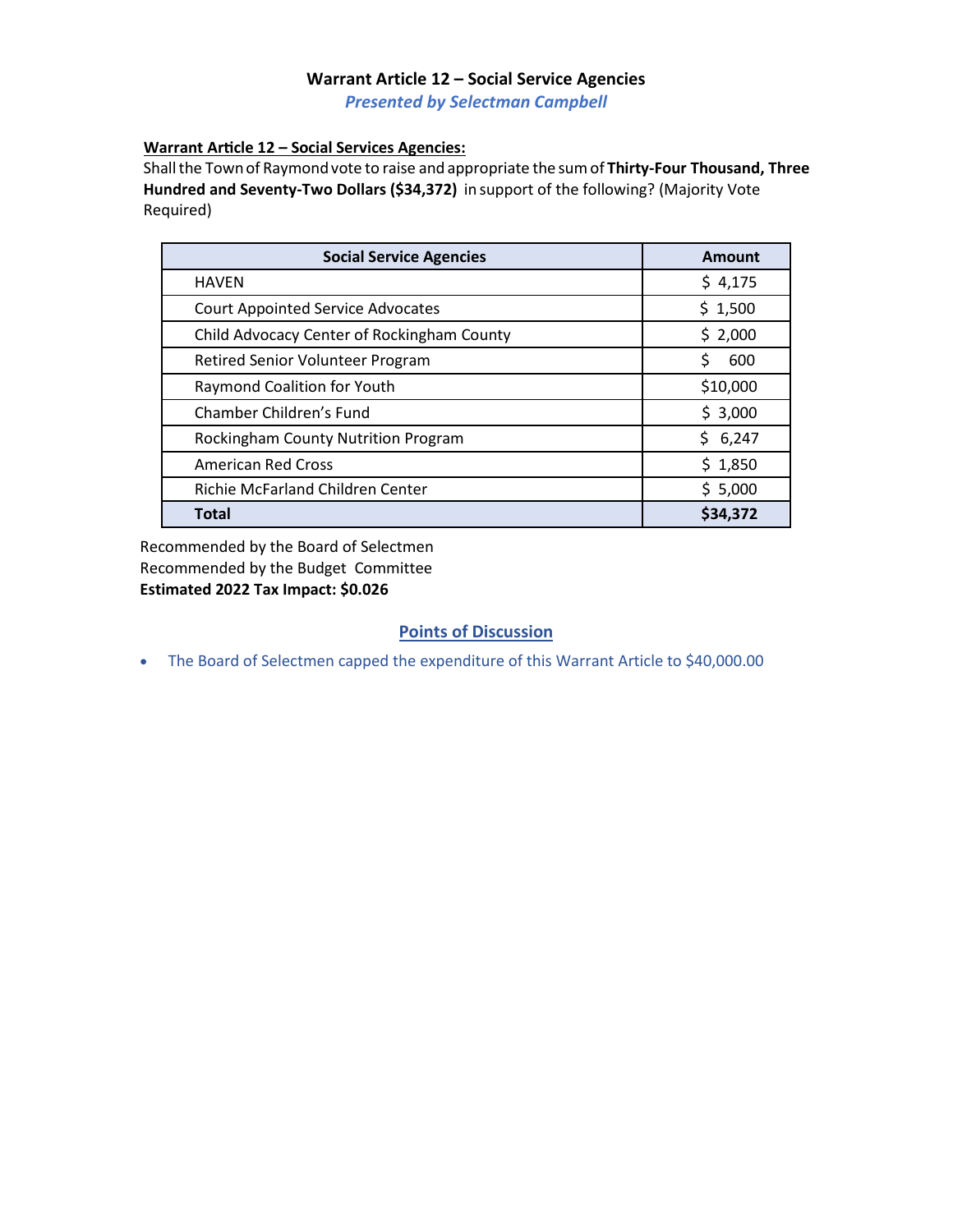## Warrant Article 12 – Social Service Agencies

*Presented by Selectman Campbell*

**Warrant Article 12 – Social Services Agencies:**

Shall the Town of Raymond vote to raise and appropriate the sum of **Thirty-Four Thousand, Three Hundred and Seventy-Two Dollars ($34,372)** in support of the following? (Majority Vote Required)

| Social Service Agencies | Amount |
|---|---|
| HAVEN | $ 4,175 |
| Court Appointed Service Advocates | $ 1,500 |
| Child Advocacy Center of Rockingham County | $ 2,000 |
| Retired Senior Volunteer Program | $ 600 |
| Raymond Coalition for Youth | $10,000 |
| Chamber Children's Fund | $ 3,000 |
| Rockingham County Nutrition Program | $ 6,247 |
| American Red Cross | $ 1,850 |
| Richie McFarland Children Center | $ 5,000 |
| **Total** | **$34,372** |

Recommended by the Board of Selectmen
Recommended by the Budget Committee
**Estimated 2022 Tax Impact: $0.026**

### Points of Discussion

- The Board of Selectmen capped the expenditure of this Warrant Article to $40,000.00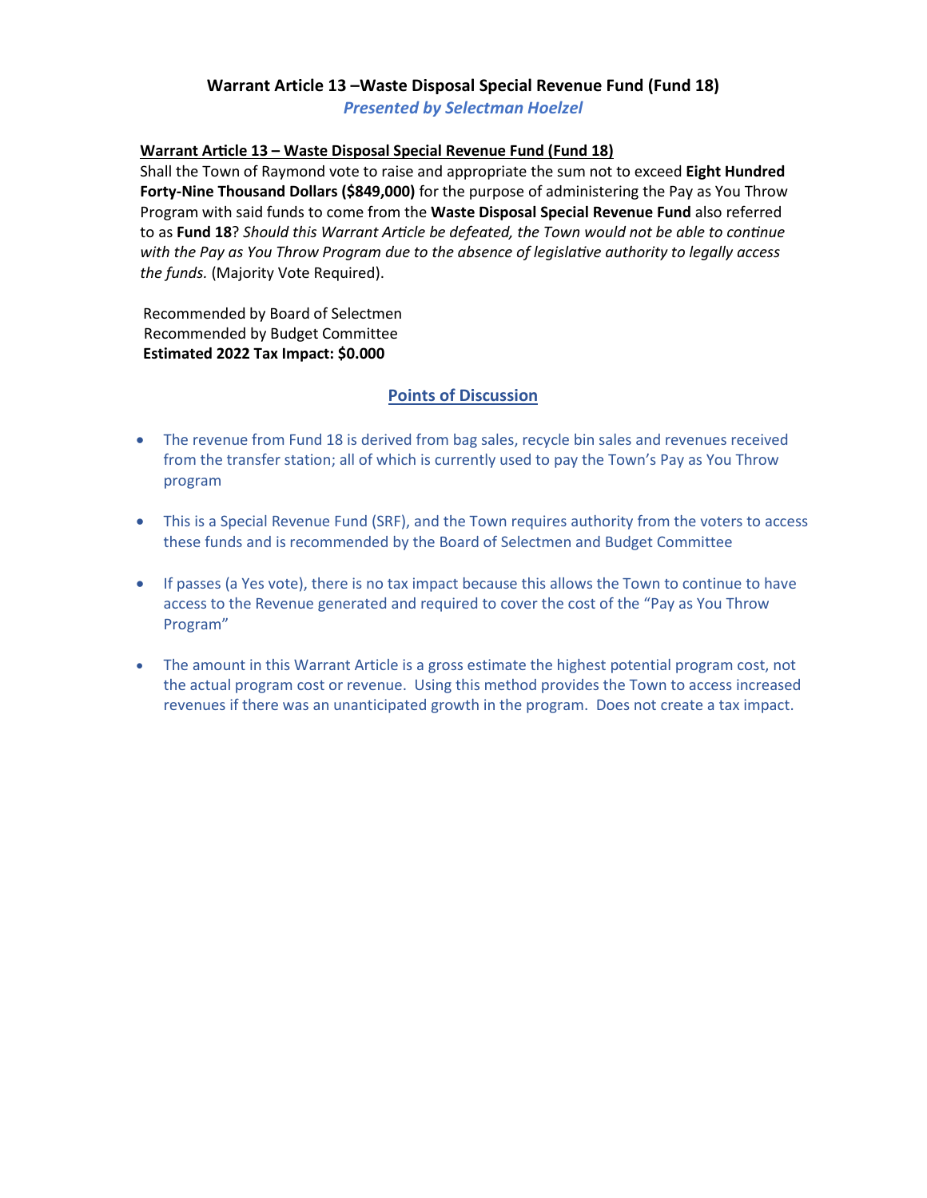# Warrant Article 13 –Waste Disposal Special Revenue Fund (Fund 18)

***Presented by Selectman Hoelzel***

**Warrant Article 13 – Waste Disposal Special Revenue Fund (Fund 18)**

Shall the Town of Raymond vote to raise and appropriate the sum not to exceed **Eight Hundred Forty-Nine Thousand Dollars ($849,000)** for the purpose of administering the Pay as You Throw Program with said funds to come from the **Waste Disposal Special Revenue Fund** also referred to as **Fund 18**? *Should this Warrant Article be defeated, the Town would not be able to continue with the Pay as You Throw Program due to the absence of legislative authority to legally access the funds.* (Majority Vote Required).

Recommended by Board of Selectmen
Recommended by Budget Committee
**Estimated 2022 Tax Impact: $0.000**

## Points of Discussion

- The revenue from Fund 18 is derived from bag sales, recycle bin sales and revenues received from the transfer station; all of which is currently used to pay the Town's Pay as You Throw program
- This is a Special Revenue Fund (SRF), and the Town requires authority from the voters to access these funds and is recommended by the Board of Selectmen and Budget Committee
- If passes (a Yes vote), there is no tax impact because this allows the Town to continue to have access to the Revenue generated and required to cover the cost of the "Pay as You Throw Program"
- The amount in this Warrant Article is a gross estimate the highest potential program cost, not the actual program cost or revenue. Using this method provides the Town to access increased revenues if there was an unanticipated growth in the program. Does not create a tax impact.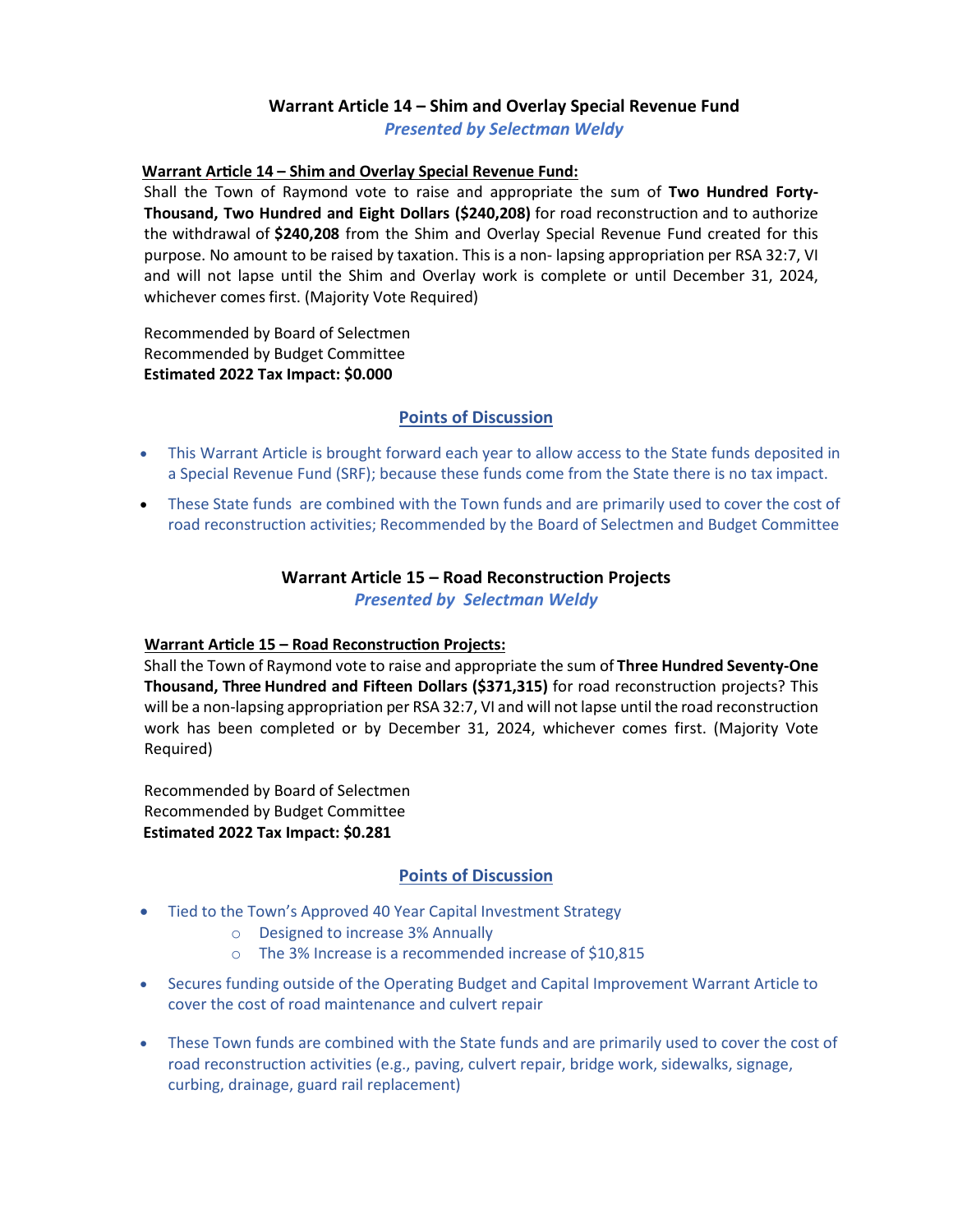## Warrant Article 14 – Shim and Overlay Special Revenue Fund

*Presented by Selectman Weldy*

**Warrant Article 14 – Shim and Overlay Special Revenue Fund:**

Shall the Town of Raymond vote to raise and appropriate the sum of **Two Hundred Forty-Thousand, Two Hundred and Eight Dollars ($240,208)** for road reconstruction and to authorize the withdrawal of **$240,208** from the Shim and Overlay Special Revenue Fund created for this purpose. No amount to be raised by taxation. This is a non- lapsing appropriation per RSA 32:7, VI and will not lapse until the Shim and Overlay work is complete or until December 31, 2024, whichever comes first. (Majority Vote Required)

Recommended by Board of Selectmen
Recommended by Budget Committee
**Estimated 2022 Tax Impact: $0.000**

### Points of Discussion

- This Warrant Article is brought forward each year to allow access to the State funds deposited in a Special Revenue Fund (SRF); because these funds come from the State there is no tax impact.
- These State funds are combined with the Town funds and are primarily used to cover the cost of road reconstruction activities; Recommended by the Board of Selectmen and Budget Committee

## Warrant Article 15 – Road Reconstruction Projects

*Presented by Selectman Weldy*

**Warrant Article 15 – Road Reconstruction Projects:**

Shall the Town of Raymond vote to raise and appropriate the sum of **Three Hundred Seventy-One Thousand, Three Hundred and Fifteen Dollars ($371,315)** for road reconstruction projects? This will be a non-lapsing appropriation per RSA 32:7, VI and will not lapse until the road reconstruction work has been completed or by December 31, 2024, whichever comes first. (Majority Vote Required)

Recommended by Board of Selectmen
Recommended by Budget Committee
**Estimated 2022 Tax Impact: $0.281**

### Points of Discussion

- Tied to the Town's Approved 40 Year Capital Investment Strategy
  - Designed to increase 3% Annually
  - The 3% Increase is a recommended increase of $10,815
- Secures funding outside of the Operating Budget and Capital Improvement Warrant Article to cover the cost of road maintenance and culvert repair
- These Town funds are combined with the State funds and are primarily used to cover the cost of road reconstruction activities (e.g., paving, culvert repair, bridge work, sidewalks, signage, curbing, drainage, guard rail replacement)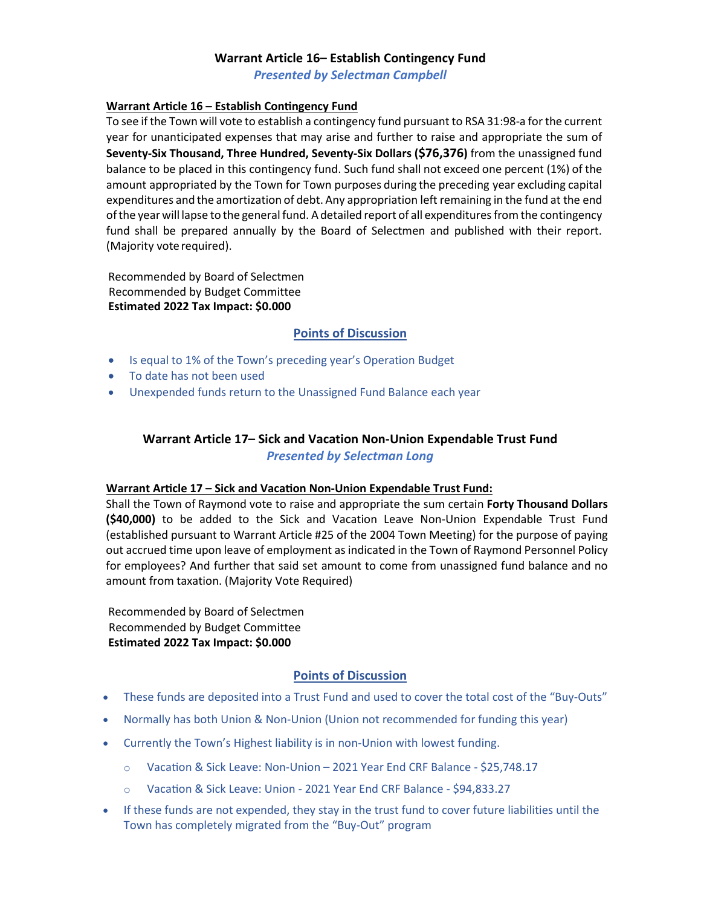## Warrant Article 16– Establish Contingency Fund

*Presented by Selectman Campbell*

**Warrant Article 16 – Establish Contingency Fund**

To see if the Town will vote to establish a contingency fund pursuant to RSA 31:98-a for the current year for unanticipated expenses that may arise and further to raise and appropriate the sum of **Seventy-Six Thousand, Three Hundred, Seventy-Six Dollars ($76,376)** from the unassigned fund balance to be placed in this contingency fund. Such fund shall not exceed one percent (1%) of the amount appropriated by the Town for Town purposes during the preceding year excluding capital expenditures and the amortization of debt. Any appropriation left remaining in the fund at the end of the year will lapse to the general fund. A detailed report of all expenditures from the contingency fund shall be prepared annually by the Board of Selectmen and published with their report. (Majority vote required).

Recommended by Board of Selectmen
Recommended by Budget Committee
**Estimated 2022 Tax Impact: $0.000**

### Points of Discussion

- Is equal to 1% of the Town's preceding year's Operation Budget
- To date has not been used
- Unexpended funds return to the Unassigned Fund Balance each year

## Warrant Article 17– Sick and Vacation Non-Union Expendable Trust Fund

*Presented by Selectman Long*

**Warrant Article 17 – Sick and Vacation Non-Union Expendable Trust Fund:**

Shall the Town of Raymond vote to raise and appropriate the sum certain **Forty Thousand Dollars ($40,000)** to be added to the Sick and Vacation Leave Non-Union Expendable Trust Fund (established pursuant to Warrant Article #25 of the 2004 Town Meeting) for the purpose of paying out accrued time upon leave of employment as indicated in the Town of Raymond Personnel Policy for employees? And further that said set amount to come from unassigned fund balance and no amount from taxation. (Majority Vote Required)

Recommended by Board of Selectmen
Recommended by Budget Committee
**Estimated 2022 Tax Impact: $0.000**

### Points of Discussion

- These funds are deposited into a Trust Fund and used to cover the total cost of the "Buy-Outs"
- Normally has both Union & Non-Union (Union not recommended for funding this year)
- Currently the Town's Highest liability is in non-Union with lowest funding.
  - Vacation & Sick Leave: Non-Union – 2021 Year End CRF Balance - $25,748.17
  - Vacation & Sick Leave: Union - 2021 Year End CRF Balance - $94,833.27
- If these funds are not expended, they stay in the trust fund to cover future liabilities until the Town has completely migrated from the "Buy-Out" program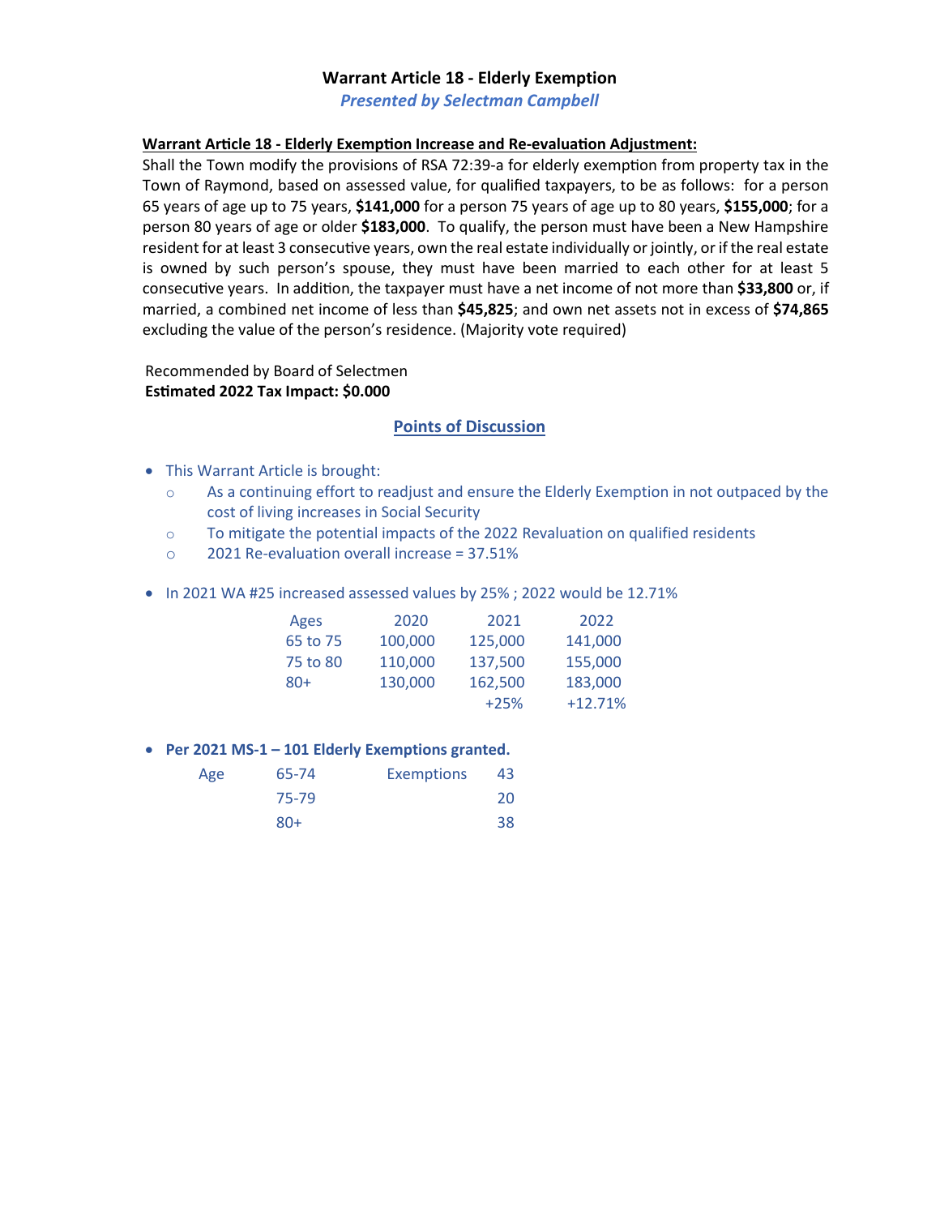# Warrant Article 18 - Elderly Exemption

***Presented by Selectman Campbell***

**Warrant Article 18 - Elderly Exemption Increase and Re-evaluation Adjustment:**

Shall the Town modify the provisions of RSA 72:39-a for elderly exemption from property tax in the Town of Raymond, based on assessed value, for qualified taxpayers, to be as follows: for a person 65 years of age up to 75 years, **$141,000** for a person 75 years of age up to 80 years, **$155,000**; for a person 80 years of age or older **$183,000**. To qualify, the person must have been a New Hampshire resident for at least 3 consecutive years, own the real estate individually or jointly, or if the real estate is owned by such person's spouse, they must have been married to each other for at least 5 consecutive years. In addition, the taxpayer must have a net income of not more than **$33,800** or, if married, a combined net income of less than **$45,825**; and own net assets not in excess of **$74,865** excluding the value of the person's residence. (Majority vote required)

Recommended by Board of Selectmen

**Estimated 2022 Tax Impact: $0.000**

## Points of Discussion

- This Warrant Article is brought:
  - As a continuing effort to readjust and ensure the Elderly Exemption in not outpaced by the cost of living increases in Social Security
  - To mitigate the potential impacts of the 2022 Revaluation on qualified residents
  - 2021 Re-evaluation overall increase = 37.51%

- In 2021 WA #25 increased assessed values by 25% ; 2022 would be 12.71%

| Ages | 2020 | 2021 | 2022 |
|---|---|---|---|
| 65 to 75 | 100,000 | 125,000 | 141,000 |
| 75 to 80 | 110,000 | 137,500 | 155,000 |
| 80+ | 130,000 | 162,500 | 183,000 |
| | | +25% | +12.71% |

- **Per 2021 MS-1 – 101 Elderly Exemptions granted.**

| Age | | Exemptions | |
|---|---|---|---|
| | 65-74 | | 43 |
| | 75-79 | | 20 |
| | 80+ | | 38 |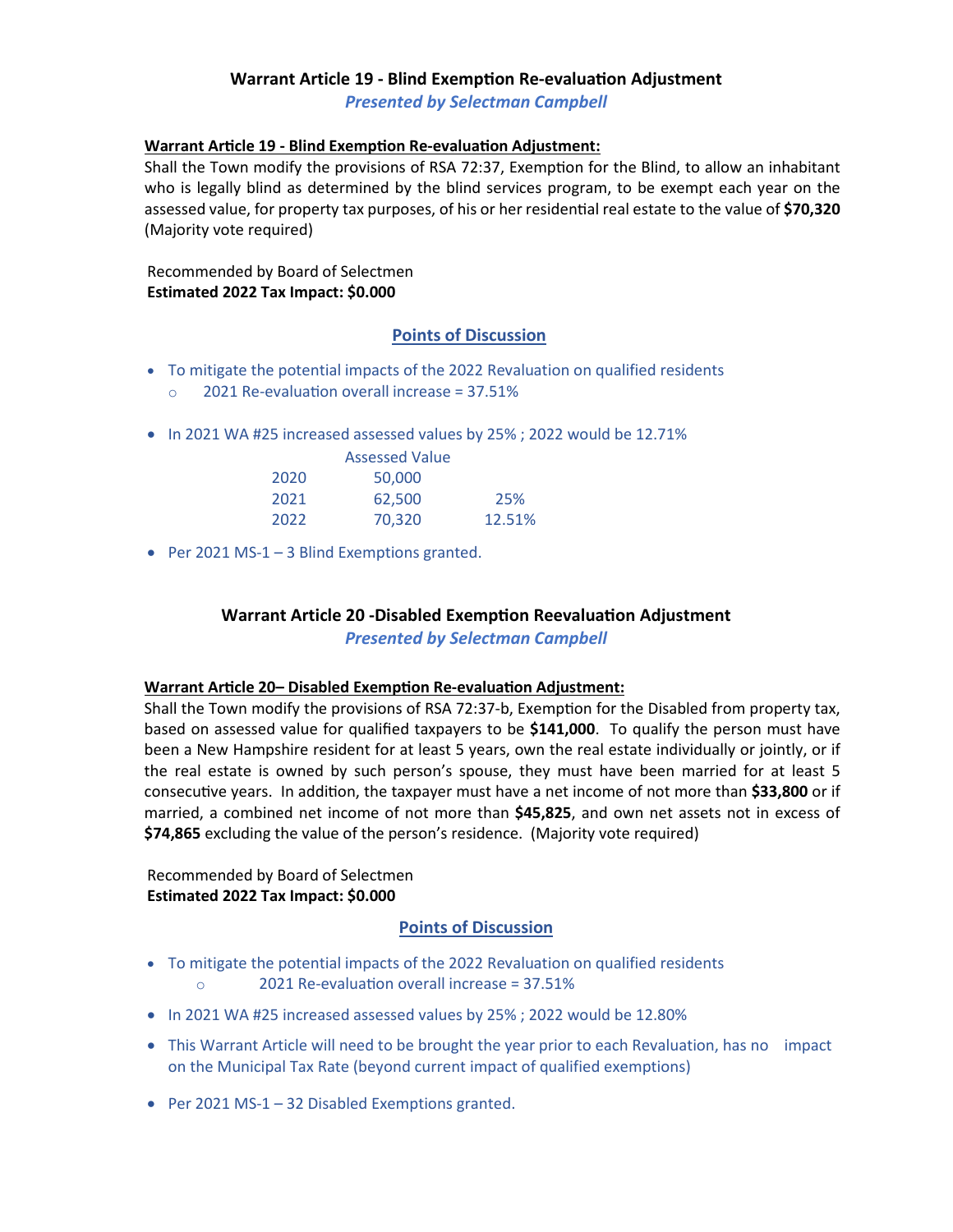## Warrant Article 19 - Blind Exemption Re-evaluation Adjustment

*Presented by Selectman Campbell*

**Warrant Article 19 - Blind Exemption Re-evaluation Adjustment:**

Shall the Town modify the provisions of RSA 72:37, Exemption for the Blind, to allow an inhabitant who is legally blind as determined by the blind services program, to be exempt each year on the assessed value, for property tax purposes, of his or her residential real estate to the value of **$70,320** (Majority vote required)

Recommended by Board of Selectmen
**Estimated 2022 Tax Impact: $0.000**

### Points of Discussion

- To mitigate the potential impacts of the 2022 Revaluation on qualified residents
  - 2021 Re-evaluation overall increase = 37.51%
- In 2021 WA #25 increased assessed values by 25% ; 2022 would be 12.71%

| | Assessed Value | |
|---|---|---|
| 2020 | 50,000 | |
| 2021 | 62,500 | 25% |
| 2022 | 70,320 | 12.51% |

- Per 2021 MS-1 – 3 Blind Exemptions granted.

## Warrant Article 20 -Disabled Exemption Reevaluation Adjustment

*Presented by Selectman Campbell*

**Warrant Article 20– Disabled Exemption Re-evaluation Adjustment:**

Shall the Town modify the provisions of RSA 72:37-b, Exemption for the Disabled from property tax, based on assessed value for qualified taxpayers to be **$141,000**. To qualify the person must have been a New Hampshire resident for at least 5 years, own the real estate individually or jointly, or if the real estate is owned by such person's spouse, they must have been married for at least 5 consecutive years. In addition, the taxpayer must have a net income of not more than **$33,800** or if married, a combined net income of not more than **$45,825**, and own net assets not in excess of **$74,865** excluding the value of the person's residence. (Majority vote required)

Recommended by Board of Selectmen
**Estimated 2022 Tax Impact: $0.000**

### Points of Discussion

- To mitigate the potential impacts of the 2022 Revaluation on qualified residents
  - 2021 Re-evaluation overall increase = 37.51%
- In 2021 WA #25 increased assessed values by 25% ; 2022 would be 12.80%
- This Warrant Article will need to be brought the year prior to each Revaluation, has no impact on the Municipal Tax Rate (beyond current impact of qualified exemptions)
- Per 2021 MS-1 – 32 Disabled Exemptions granted.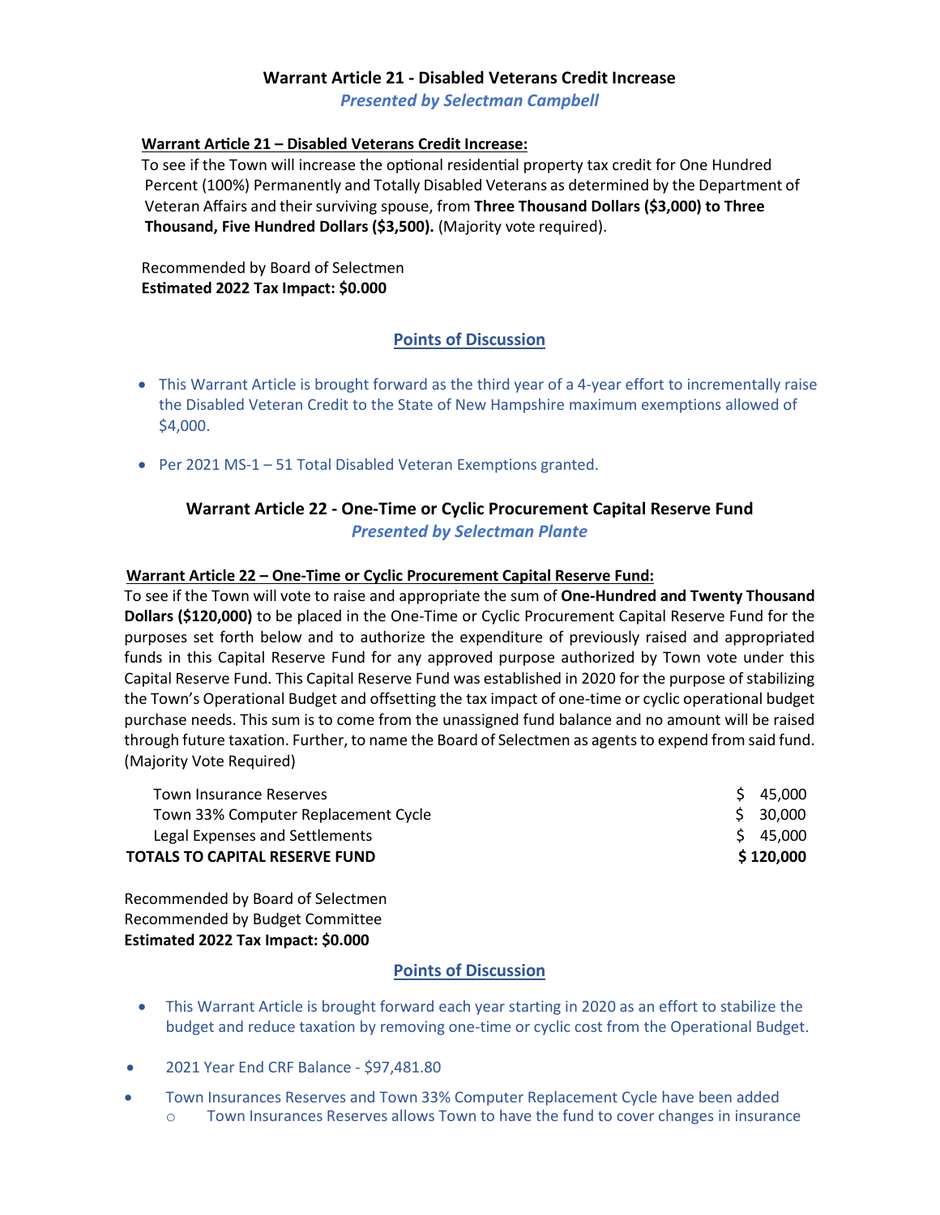## Warrant Article 21 - Disabled Veterans Credit Increase

*Presented by Selectman Campbell*

**Warrant Article 21 – Disabled Veterans Credit Increase:**

To see if the Town will increase the optional residential property tax credit for One Hundred Percent (100%) Permanently and Totally Disabled Veterans as determined by the Department of Veteran Affairs and their surviving spouse, from **Three Thousand Dollars ($3,000) to Three Thousand, Five Hundred Dollars ($3,500).** (Majority vote required).

Recommended by Board of Selectmen
**Estimated 2022 Tax Impact: $0.000**

### Points of Discussion

- This Warrant Article is brought forward as the third year of a 4-year effort to incrementally raise the Disabled Veteran Credit to the State of New Hampshire maximum exemptions allowed of $4,000.
- Per 2021 MS-1 – 51 Total Disabled Veteran Exemptions granted.

## Warrant Article 22 - One-Time or Cyclic Procurement Capital Reserve Fund

*Presented by Selectman Plante*

**Warrant Article 22 – One-Time or Cyclic Procurement Capital Reserve Fund:**

To see if the Town will vote to raise and appropriate the sum of **One-Hundred and Twenty Thousand Dollars ($120,000)** to be placed in the One-Time or Cyclic Procurement Capital Reserve Fund for the purposes set forth below and to authorize the expenditure of previously raised and appropriated funds in this Capital Reserve Fund for any approved purpose authorized by Town vote under this Capital Reserve Fund. This Capital Reserve Fund was established in 2020 for the purpose of stabilizing the Town's Operational Budget and offsetting the tax impact of one-time or cyclic operational budget purchase needs. This sum is to come from the unassigned fund balance and no amount will be raised through future taxation. Further, to name the Board of Selectmen as agents to expend from said fund. (Majority Vote Required)

| | |
|---|---|
| Town Insurance Reserves | $ 45,000 |
| Town 33% Computer Replacement Cycle | $ 30,000 |
| Legal Expenses and Settlements | $ 45,000 |
| **TOTALS TO CAPITAL RESERVE FUND** | **$ 120,000** |

Recommended by Board of Selectmen
Recommended by Budget Committee
**Estimated 2022 Tax Impact: $0.000**

### Points of Discussion

- This Warrant Article is brought forward each year starting in 2020 as an effort to stabilize the budget and reduce taxation by removing one-time or cyclic cost from the Operational Budget.
- 2021 Year End CRF Balance - $97,481.80
- Town Insurances Reserves and Town 33% Computer Replacement Cycle have been added
  - Town Insurances Reserves allows Town to have the fund to cover changes in insurance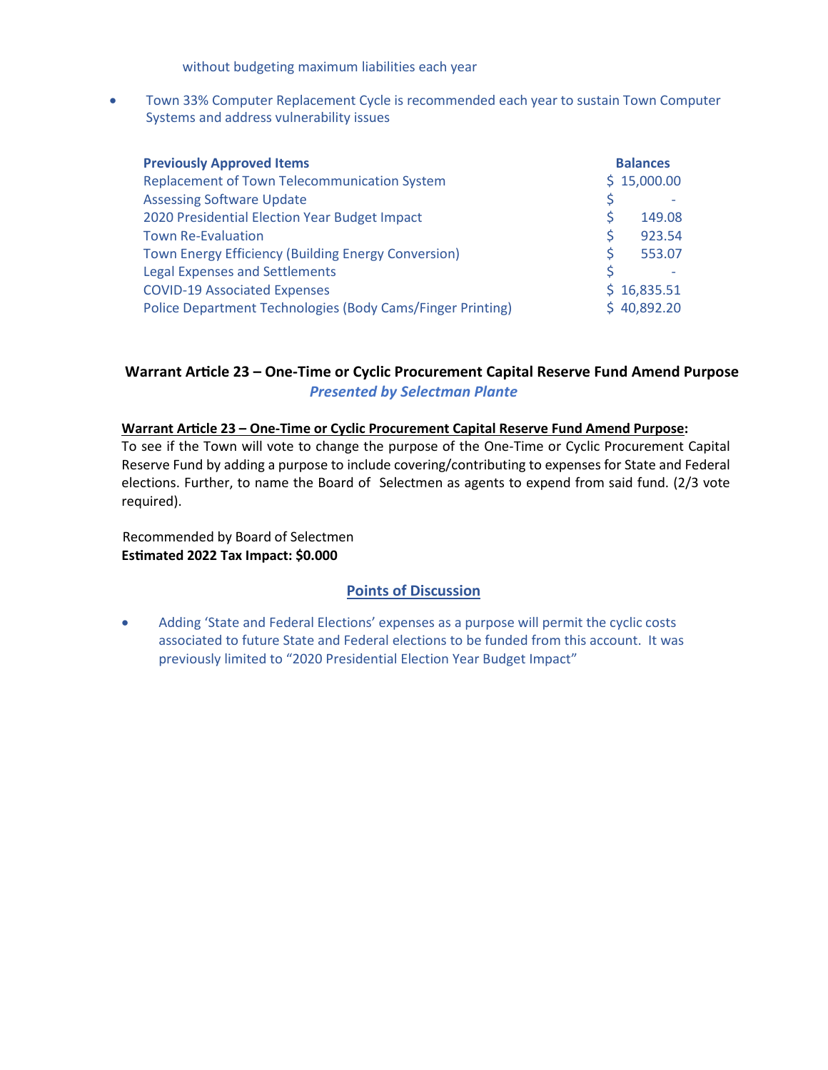without budgeting maximum liabilities each year

- Town 33% Computer Replacement Cycle is recommended each year to sustain Town Computer Systems and address vulnerability issues

| Previously Approved Items | Balances |
| --- | --- |
| Replacement of Town Telecommunication System | $ 15,000.00 |
| Assessing Software Update | $ - |
| 2020 Presidential Election Year Budget Impact | $ 149.08 |
| Town Re-Evaluation | $ 923.54 |
| Town Energy Efficiency (Building Energy Conversion) | $ 553.07 |
| Legal Expenses and Settlements | $ - |
| COVID-19 Associated Expenses | $ 16,835.51 |
| Police Department Technologies (Body Cams/Finger Printing) | $ 40,892.20 |

## Warrant Article 23 – One-Time or Cyclic Procurement Capital Reserve Fund Amend Purpose

***Presented by Selectman Plante***

**Warrant Article 23 – One-Time or Cyclic Procurement Capital Reserve Fund Amend Purpose:**
To see if the Town will vote to change the purpose of the One-Time or Cyclic Procurement Capital Reserve Fund by adding a purpose to include covering/contributing to expenses for State and Federal elections. Further, to name the Board of Selectmen as agents to expend from said fund. (2/3 vote required).

Recommended by Board of Selectmen
**Estimated 2022 Tax Impact: $0.000**

### Points of Discussion

- Adding 'State and Federal Elections' expenses as a purpose will permit the cyclic costs associated to future State and Federal elections to be funded from this account. It was previously limited to "2020 Presidential Election Year Budget Impact"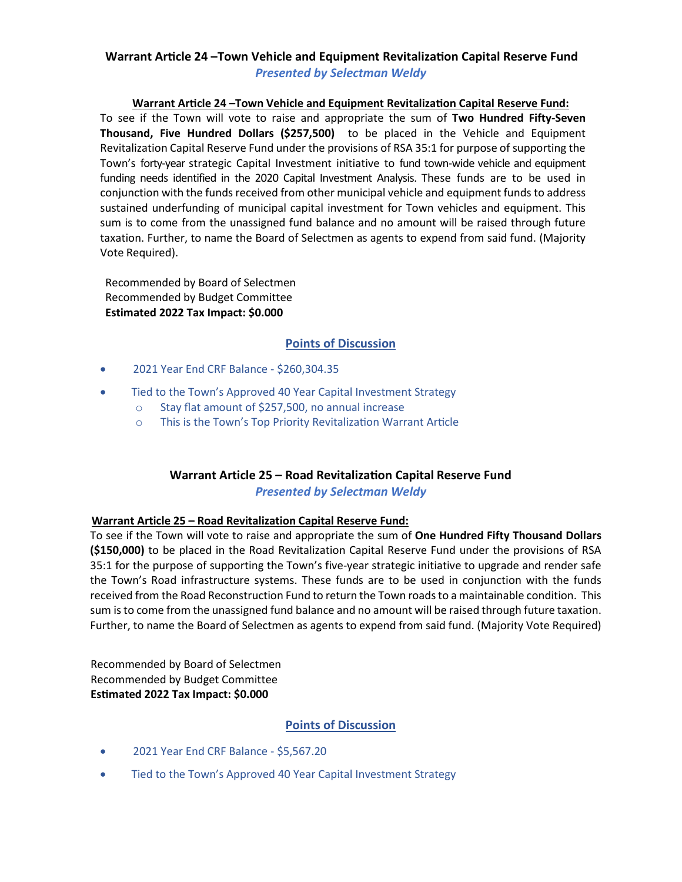## Warrant Article 24 –Town Vehicle and Equipment Revitalization Capital Reserve Fund

*Presented by Selectman Weldy*

**Warrant Article 24 –Town Vehicle and Equipment Revitalization Capital Reserve Fund:**

To see if the Town will vote to raise and appropriate the sum of **Two Hundred Fifty-Seven Thousand, Five Hundred Dollars ($257,500)** to be placed in the Vehicle and Equipment Revitalization Capital Reserve Fund under the provisions of RSA 35:1 for purpose of supporting the Town's forty-year strategic Capital Investment initiative to fund town-wide vehicle and equipment funding needs identified in the 2020 Capital Investment Analysis. These funds are to be used in conjunction with the funds received from other municipal vehicle and equipment funds to address sustained underfunding of municipal capital investment for Town vehicles and equipment. This sum is to come from the unassigned fund balance and no amount will be raised through future taxation. Further, to name the Board of Selectmen as agents to expend from said fund. (Majority Vote Required).

Recommended by Board of Selectmen
Recommended by Budget Committee
**Estimated 2022 Tax Impact: $0.000**

### Points of Discussion

- 2021 Year End CRF Balance - $260,304.35
- Tied to the Town's Approved 40 Year Capital Investment Strategy
  - Stay flat amount of $257,500, no annual increase
  - This is the Town's Top Priority Revitalization Warrant Article

## Warrant Article 25 – Road Revitalization Capital Reserve Fund

*Presented by Selectman Weldy*

**Warrant Article 25 – Road Revitalization Capital Reserve Fund:**

To see if the Town will vote to raise and appropriate the sum of **One Hundred Fifty Thousand Dollars ($150,000)** to be placed in the Road Revitalization Capital Reserve Fund under the provisions of RSA 35:1 for the purpose of supporting the Town's five-year strategic initiative to upgrade and render safe the Town's Road infrastructure systems. These funds are to be used in conjunction with the funds received from the Road Reconstruction Fund to return the Town roads to a maintainable condition. This sum is to come from the unassigned fund balance and no amount will be raised through future taxation. Further, to name the Board of Selectmen as agents to expend from said fund. (Majority Vote Required)

Recommended by Board of Selectmen
Recommended by Budget Committee
**Estimated 2022 Tax Impact: $0.000**

### Points of Discussion

- 2021 Year End CRF Balance - $5,567.20
- Tied to the Town's Approved 40 Year Capital Investment Strategy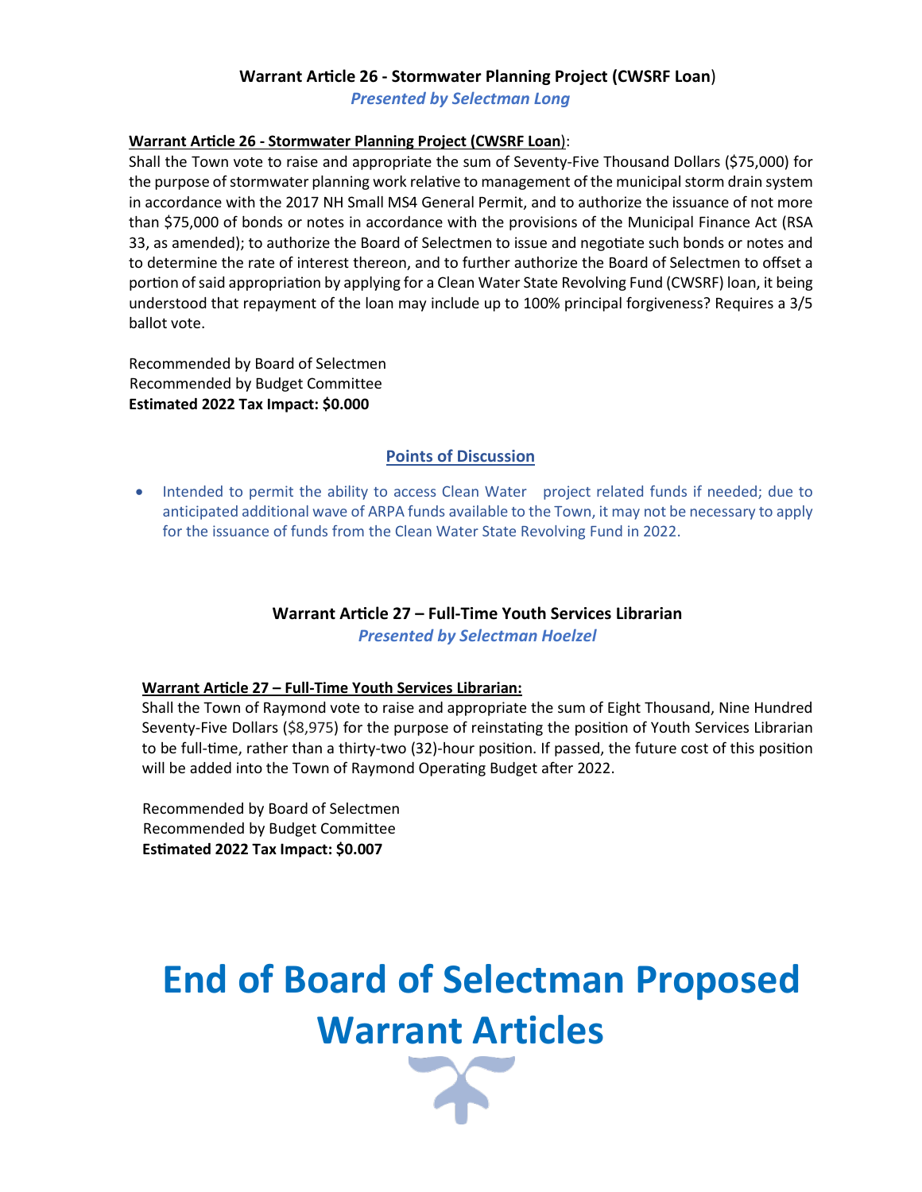### Warrant Article 26 - Stormwater Planning Project (CWSRF Loan)

*Presented by Selectman Long*

**Warrant Article 26 - Stormwater Planning Project (CWSRF Loan)**:

Shall the Town vote to raise and appropriate the sum of Seventy-Five Thousand Dollars ($75,000) for the purpose of stormwater planning work relative to management of the municipal storm drain system in accordance with the 2017 NH Small MS4 General Permit, and to authorize the issuance of not more than $75,000 of bonds or notes in accordance with the provisions of the Municipal Finance Act (RSA 33, as amended); to authorize the Board of Selectmen to issue and negotiate such bonds or notes and to determine the rate of interest thereon, and to further authorize the Board of Selectmen to offset a portion of said appropriation by applying for a Clean Water State Revolving Fund (CWSRF) loan, it being understood that repayment of the loan may include up to 100% principal forgiveness? Requires a 3/5 ballot vote.

Recommended by Board of Selectmen
Recommended by Budget Committee
**Estimated 2022 Tax Impact: $0.000**

#### Points of Discussion

- Intended to permit the ability to access Clean Water project related funds if needed; due to anticipated additional wave of ARPA funds available to the Town, it may not be necessary to apply for the issuance of funds from the Clean Water State Revolving Fund in 2022.

### Warrant Article 27 – Full-Time Youth Services Librarian

*Presented by Selectman Hoelzel*

**Warrant Article 27 – Full-Time Youth Services Librarian:**

Shall the Town of Raymond vote to raise and appropriate the sum of Eight Thousand, Nine Hundred Seventy-Five Dollars ($8,975) for the purpose of reinstating the position of Youth Services Librarian to be full-time, rather than a thirty-two (32)-hour position. If passed, the future cost of this position will be added into the Town of Raymond Operating Budget after 2022.

Recommended by Board of Selectmen
Recommended by Budget Committee
**Estimated 2022 Tax Impact: $0.007**

# End of Board of Selectman Proposed Warrant Articles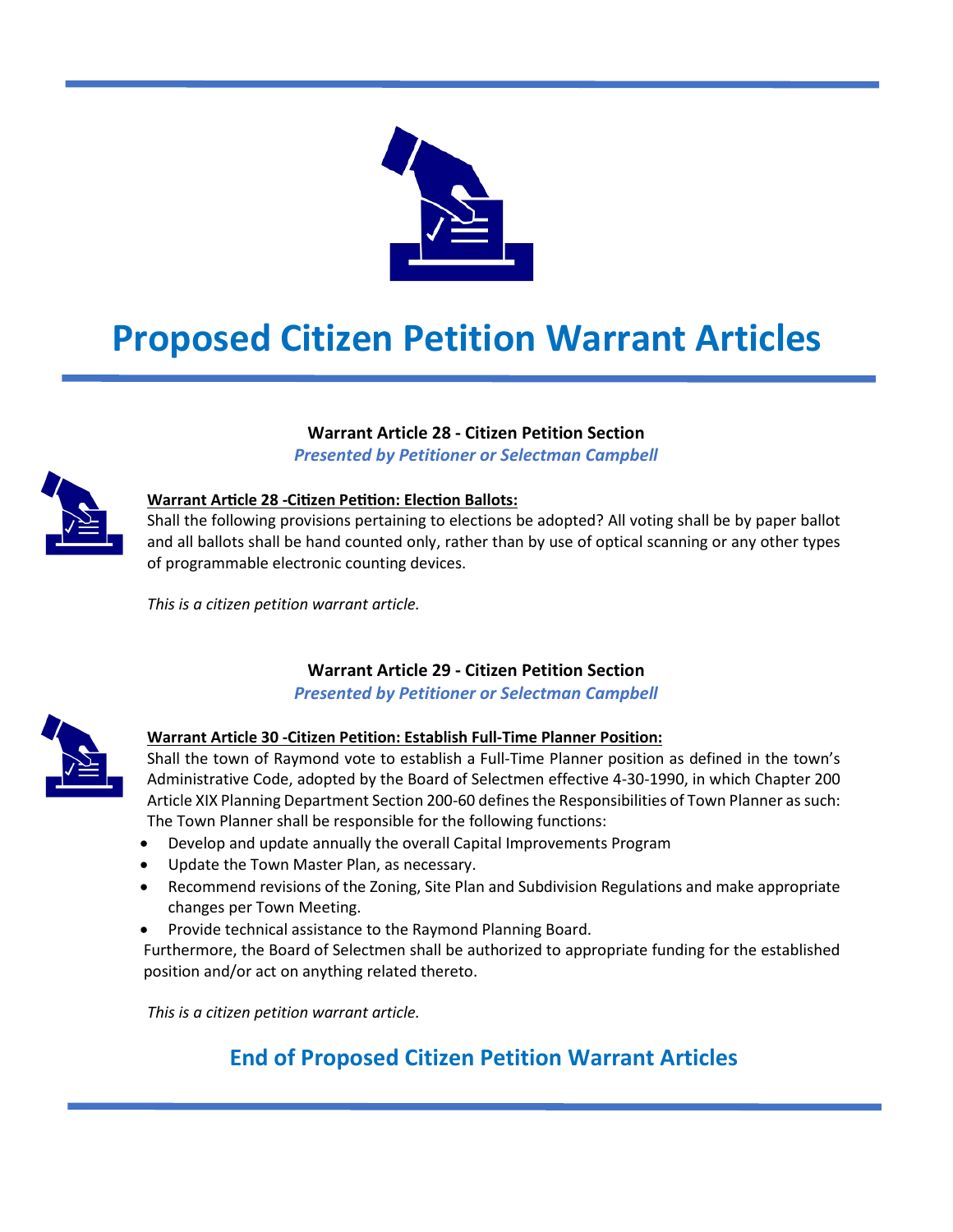# Proposed Citizen Petition Warrant Articles

**Warrant Article 28 - Citizen Petition Section**

***Presented by Petitioner or Selectman Campbell***

**Warrant Article 28 -Citizen Petition: Election Ballots:**

Shall the following provisions pertaining to elections be adopted? All voting shall be by paper ballot and all ballots shall be hand counted only, rather than by use of optical scanning or any other types of programmable electronic counting devices.

*This is a citizen petition warrant article.*

**Warrant Article 29 - Citizen Petition Section**

***Presented by Petitioner or Selectman Campbell***

**Warrant Article 30 -Citizen Petition: Establish Full-Time Planner Position:**

Shall the town of Raymond vote to establish a Full-Time Planner position as defined in the town's Administrative Code, adopted by the Board of Selectmen effective 4-30-1990, in which Chapter 200 Article XIX Planning Department Section 200-60 defines the Responsibilities of Town Planner as such: The Town Planner shall be responsible for the following functions:

- Develop and update annually the overall Capital Improvements Program
- Update the Town Master Plan, as necessary.
- Recommend revisions of the Zoning, Site Plan and Subdivision Regulations and make appropriate changes per Town Meeting.
- Provide technical assistance to the Raymond Planning Board.

Furthermore, the Board of Selectmen shall be authorized to appropriate funding for the established position and/or act on anything related thereto.

*This is a citizen petition warrant article.*

## End of Proposed Citizen Petition Warrant Articles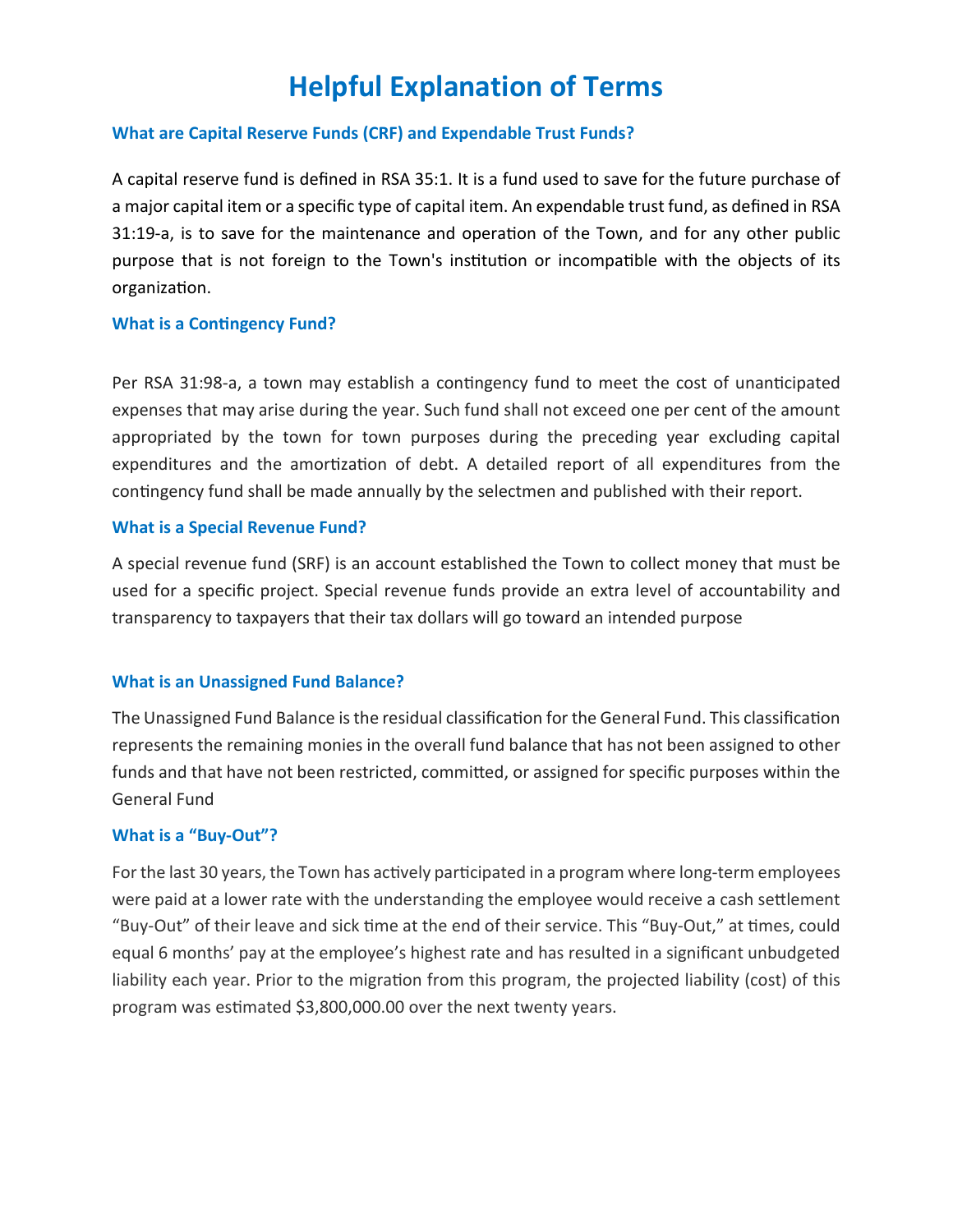# Helpful Explanation of Terms

### What are Capital Reserve Funds (CRF) and Expendable Trust Funds?

A capital reserve fund is defined in RSA 35:1. It is a fund used to save for the future purchase of a major capital item or a specific type of capital item. An expendable trust fund, as defined in RSA 31:19-a, is to save for the maintenance and operation of the Town, and for any other public purpose that is not foreign to the Town's institution or incompatible with the objects of its organization.

### What is a Contingency Fund?

Per RSA 31:98-a, a town may establish a contingency fund to meet the cost of unanticipated expenses that may arise during the year. Such fund shall not exceed one per cent of the amount appropriated by the town for town purposes during the preceding year excluding capital expenditures and the amortization of debt. A detailed report of all expenditures from the contingency fund shall be made annually by the selectmen and published with their report.

### What is a Special Revenue Fund?

A special revenue fund (SRF) is an account established the Town to collect money that must be used for a specific project. Special revenue funds provide an extra level of accountability and transparency to taxpayers that their tax dollars will go toward an intended purpose

### What is an Unassigned Fund Balance?

The Unassigned Fund Balance is the residual classification for the General Fund. This classification represents the remaining monies in the overall fund balance that has not been assigned to other funds and that have not been restricted, committed, or assigned for specific purposes within the General Fund

### What is a "Buy-Out"?

For the last 30 years, the Town has actively participated in a program where long-term employees were paid at a lower rate with the understanding the employee would receive a cash settlement "Buy-Out" of their leave and sick time at the end of their service. This "Buy-Out," at times, could equal 6 months' pay at the employee's highest rate and has resulted in a significant unbudgeted liability each year. Prior to the migration from this program, the projected liability (cost) of this program was estimated $3,800,000.00 over the next twenty years.